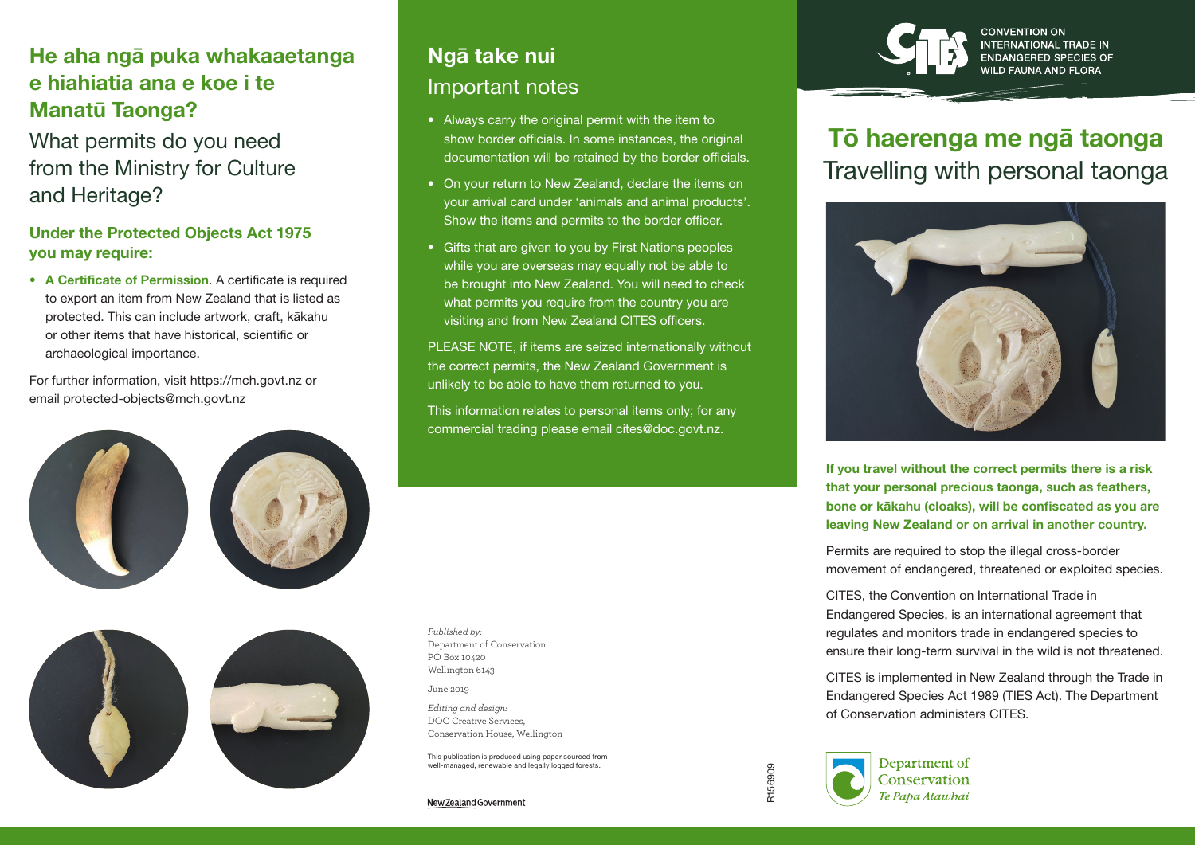## He aha ngā puka whakaaetanga e hiahiatia ana e koe i te Manatū Taonga?

What permits do you need from the Ministry for Culture and Heritage?

### Under the Protected Objects Act 1975 you may require:

- **A Certificate of Permission**. A certificate is required to export an item from New Zealand that is listed as protected. This can include artwork, craft, kākahu or other items that have historical, scientific or archaeological importance.

For further information, visit https://mch.govt.nz or email protected-objects@mch.govt.nz

## Ngā take nui

Important notes

- Always carry the original permit with the item to show border officials. In some instances, the original documentation will be retained by the border officials.
- On your return to New Zealand, declare the items on your arrival card under 'animals and animal products'. Show the items and permits to the border officer.
- Gifts that are given to you by First Nations peoples while you are overseas may equally not be able to be brought into New Zealand. You will need to check what permits you require from the country you are visiting and from New Zealand CITES officers.

PLEASE NOTE, if items are seized internationally without the correct permits, the New Zealand Government is unlikely to be able to have them returned to you.

This information relates to personal items only; for any commercial trading please email cites@doc.govt.nz.

*Published by:*
Department of Conservation
PO Box 10420
Wellington 6143

June 2019

*Editing and design:*
DOC Creative Services,
Conservation House, Wellington

This publication is produced using paper sourced from well-managed, renewable and legally logged forests.

New Zealand Government

R156909

CONVENTION ON INTERNATIONAL TRADE IN ENDANGERED SPECIES OF WILD FAUNA AND FLORA

# Tō haerenga me ngā taonga

Travelling with personal taonga

**If you travel without the correct permits there is a risk that your personal precious taonga, such as feathers, bone or kākahu (cloaks), will be confiscated as you are leaving New Zealand or on arrival in another country.**

Permits are required to stop the illegal cross-border movement of endangered, threatened or exploited species.

CITES, the Convention on International Trade in Endangered Species, is an international agreement that regulates and monitors trade in endangered species to ensure their long-term survival in the wild is not threatened.

CITES is implemented in New Zealand through the Trade in Endangered Species Act 1989 (TIES Act). The Department of Conservation administers CITES.

Department of Conservation
*Te Papa Atawhai*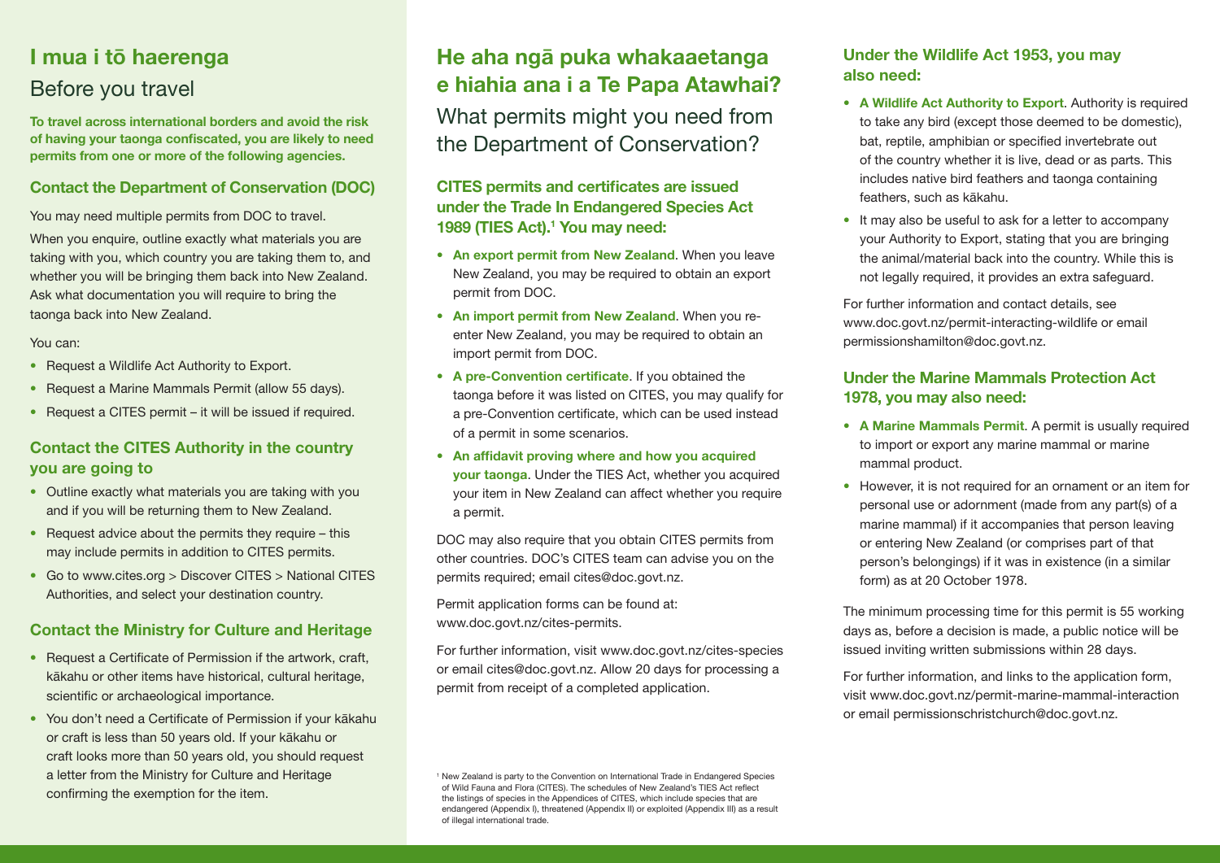## I mua i tō haerenga

## Before you travel

**To travel across international borders and avoid the risk of having your taonga confiscated, you are likely to need permits from one or more of the following agencies.**

### Contact the Department of Conservation (DOC)

You may need multiple permits from DOC to travel.

When you enquire, outline exactly what materials you are taking with you, which country you are taking them to, and whether you will be bringing them back into New Zealand. Ask what documentation you will require to bring the taonga back into New Zealand.

You can:

- Request a Wildlife Act Authority to Export.
- Request a Marine Mammals Permit (allow 55 days).
- Request a CITES permit – it will be issued if required.

### Contact the CITES Authority in the country you are going to

- Outline exactly what materials you are taking with you and if you will be returning them to New Zealand.
- Request advice about the permits they require – this may include permits in addition to CITES permits.
- Go to www.cites.org > Discover CITES > National CITES Authorities, and select your destination country.

### Contact the Ministry for Culture and Heritage

- Request a Certificate of Permission if the artwork, craft, kākahu or other items have historical, cultural heritage, scientific or archaeological importance.
- You don't need a Certificate of Permission if your kākahu or craft is less than 50 years old. If your kākahu or craft looks more than 50 years old, you should request a letter from the Ministry for Culture and Heritage confirming the exemption for the item.

## He aha ngā puka whakaaetanga e hiahia ana i a Te Papa Atawhai?

## What permits might you need from the Department of Conservation?

### CITES permits and certificates are issued under the Trade In Endangered Species Act 1989 (TIES Act).[1] You may need:

- **An export permit from New Zealand**. When you leave New Zealand, you may be required to obtain an export permit from DOC.
- **An import permit from New Zealand**. When you re-enter New Zealand, you may be required to obtain an import permit from DOC.
- **A pre-Convention certificate**. If you obtained the taonga before it was listed on CITES, you may qualify for a pre-Convention certificate, which can be used instead of a permit in some scenarios.
- **An affidavit proving where and how you acquired your taonga**. Under the TIES Act, whether you acquired your item in New Zealand can affect whether you require a permit.

DOC may also require that you obtain CITES permits from other countries. DOC's CITES team can advise you on the permits required; email cites@doc.govt.nz.

Permit application forms can be found at: www.doc.govt.nz/cites-permits.

For further information, visit www.doc.govt.nz/cites-species or email cites@doc.govt.nz. Allow 20 days for processing a permit from receipt of a completed application.

[1] New Zealand is party to the Convention on International Trade in Endangered Species of Wild Fauna and Flora (CITES). The schedules of New Zealand's TIES Act reflect the listings of species in the Appendices of CITES, which include species that are endangered (Appendix I), threatened (Appendix II) or exploited (Appendix III) as a result of illegal international trade.

### Under the Wildlife Act 1953, you may also need:

- **A Wildlife Act Authority to Export**. Authority is required to take any bird (except those deemed to be domestic), bat, reptile, amphibian or specified invertebrate out of the country whether it is live, dead or as parts. This includes native bird feathers and taonga containing feathers, such as kākahu.
- It may also be useful to ask for a letter to accompany your Authority to Export, stating that you are bringing the animal/material back into the country. While this is not legally required, it provides an extra safeguard.

For further information and contact details, see www.doc.govt.nz/permit-interacting-wildlife or email permissionshamilton@doc.govt.nz.

### Under the Marine Mammals Protection Act 1978, you may also need:

- **A Marine Mammals Permit**. A permit is usually required to import or export any marine mammal or marine mammal product.
- However, it is not required for an ornament or an item for personal use or adornment (made from any part(s) of a marine mammal) if it accompanies that person leaving or entering New Zealand (or comprises part of that person's belongings) if it was in existence (in a similar form) as at 20 October 1978.

The minimum processing time for this permit is 55 working days as, before a decision is made, a public notice will be issued inviting written submissions within 28 days.

For further information, and links to the application form, visit www.doc.govt.nz/permit-marine-mammal-interaction or email permissionschristchurch@doc.govt.nz.